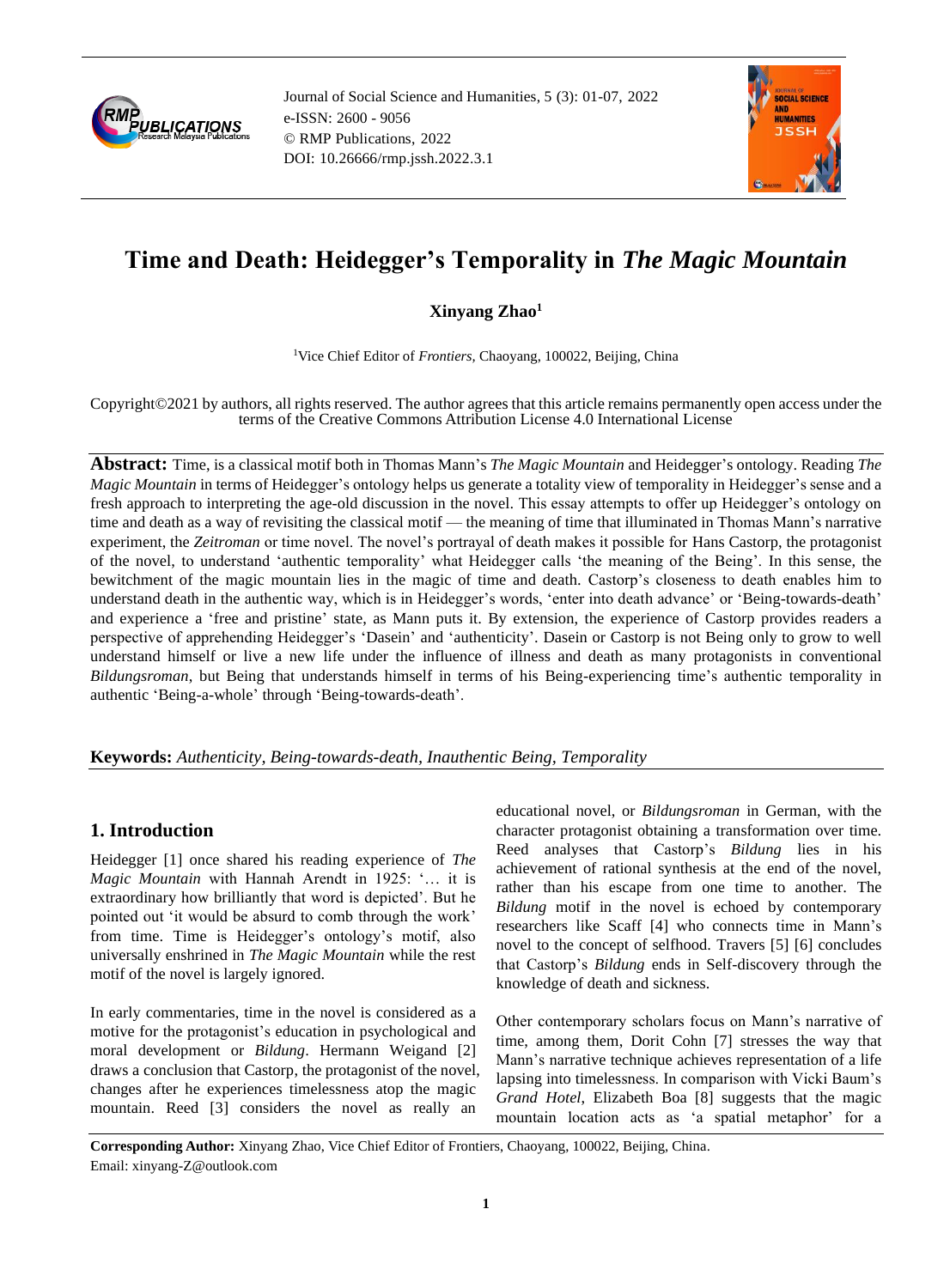# Time and Death: Heidegger's Temporality in *The Magic Mountain*

**Xinyang Zhao**[1]

[1]Vice Chief Editor of *Frontiers*, Chaoyang, 100022, Beijing, China

Copyright©2021 by authors, all rights reserved. The author agrees that this article remains permanently open access under the terms of the Creative Commons Attribution License 4.0 International License

**Abstract:** Time, is a classical motif both in Thomas Mann's *The Magic Mountain* and Heidegger's ontology. Reading *The Magic Mountain* in terms of Heidegger's ontology helps us generate a totality view of temporality in Heidegger's sense and a fresh approach to interpreting the age-old discussion in the novel. This essay attempts to offer up Heidegger's ontology on time and death as a way of revisiting the classical motif — the meaning of time that illuminated in Thomas Mann's narrative experiment, the *Zeitroman* or time novel. The novel's portrayal of death makes it possible for Hans Castorp, the protagonist of the novel, to understand 'authentic temporality' what Heidegger calls 'the meaning of the Being'. In this sense, the bewitchment of the magic mountain lies in the magic of time and death. Castorp's closeness to death enables him to understand death in the authentic way, which is in Heidegger's words, 'enter into death advance' or 'Being-towards-death' and experience a 'free and pristine' state, as Mann puts it. By extension, the experience of Castorp provides readers a perspective of apprehending Heidegger's 'Dasein' and 'authenticity'. Dasein or Castorp is not Being only to grow to well understand himself or live a new life under the influence of illness and death as many protagonists in conventional *Bildungsroman*, but Being that understands himself in terms of his Being-experiencing time's authentic temporality in authentic 'Being-a-whole' through 'Being-towards-death'.

**Keywords:** *Authenticity, Being-towards-death, Inauthentic Being, Temporality*

## 1. Introduction

Heidegger [1] once shared his reading experience of *The Magic Mountain* with Hannah Arendt in 1925: '… it is extraordinary how brilliantly that word is depicted'. But he pointed out 'it would be absurd to comb through the work' from time. Time is Heidegger's ontology's motif, also universally enshrined in *The Magic Mountain* while the rest motif of the novel is largely ignored.

In early commentaries, time in the novel is considered as a motive for the protagonist's education in psychological and moral development or *Bildung*. Hermann Weigand [2] draws a conclusion that Castorp, the protagonist of the novel, changes after he experiences timelessness atop the magic mountain. Reed [3] considers the novel as really an educational novel, or *Bildungsroman* in German, with the character protagonist obtaining a transformation over time. Reed analyses that Castorp's *Bildung* lies in his achievement of rational synthesis at the end of the novel, rather than his escape from one time to another. The *Bildung* motif in the novel is echoed by contemporary researchers like Scaff [4] who connects time in Mann's novel to the concept of selfhood. Travers [5] [6] concludes that Castorp's *Bildung* ends in Self-discovery through the knowledge of death and sickness.

Other contemporary scholars focus on Mann's narrative of time, among them, Dorit Cohn [7] stresses the way that Mann's narrative technique achieves representation of a life lapsing into timelessness. In comparison with Vicki Baum's *Grand Hotel*, Elizabeth Boa [8] suggests that the magic mountain location acts as 'a spatial metaphor' for a

**Corresponding Author:** Xinyang Zhao, Vice Chief Editor of Frontiers, Chaoyang, 100022, Beijing, China.
Email: xinyang-Z@outlook.com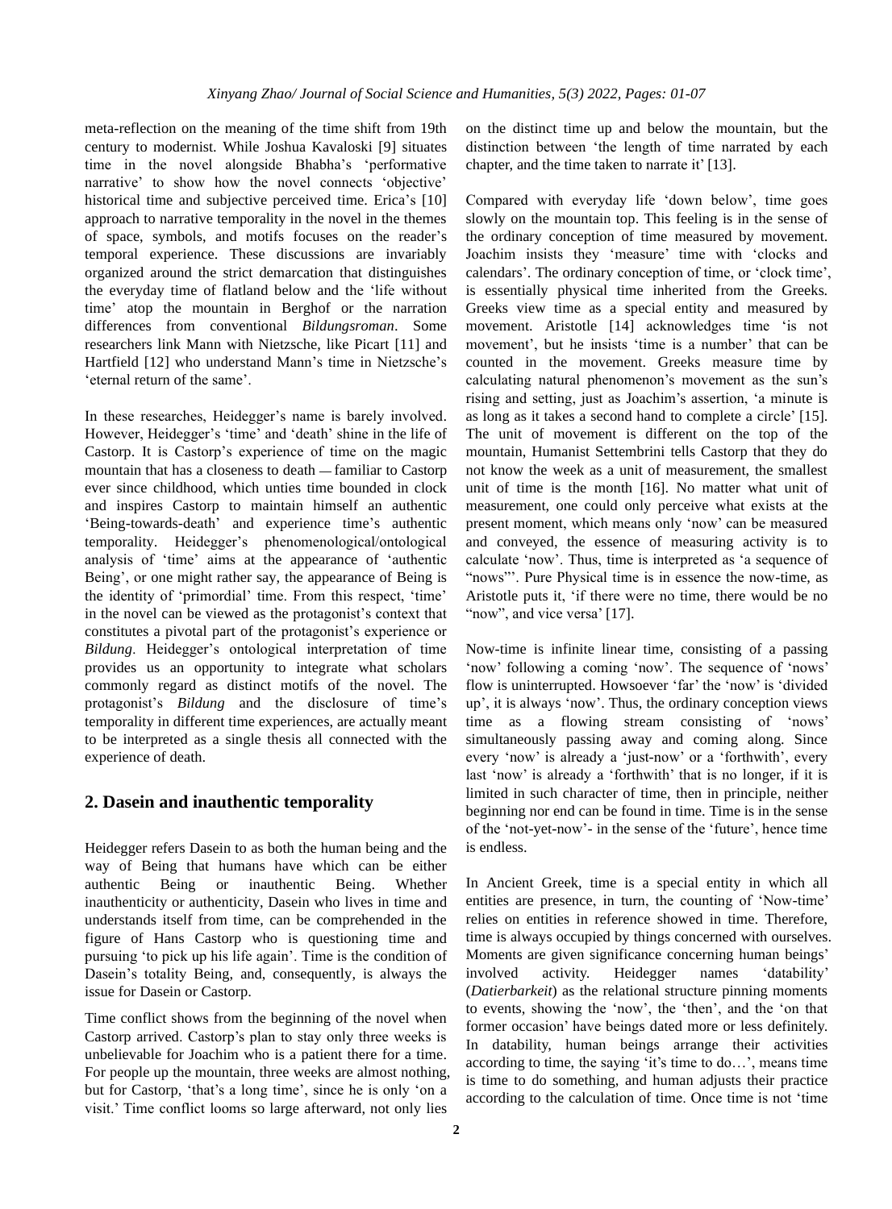meta-reflection on the meaning of the time shift from 19th century to modernist. While Joshua Kavaloski [9] situates time in the novel alongside Bhabha's 'performative narrative' to show how the novel connects 'objective' historical time and subjective perceived time. Erica's [10] approach to narrative temporality in the novel in the themes of space, symbols, and motifs focuses on the reader's temporal experience. These discussions are invariably organized around the strict demarcation that distinguishes the everyday time of flatland below and the 'life without time' atop the mountain in Berghof or the narration differences from conventional *Bildungsroman*. Some researchers link Mann with Nietzsche, like Picart [11] and Hartfield [12] who understand Mann's time in Nietzsche's 'eternal return of the same'.

In these researches, Heidegger's name is barely involved. However, Heidegger's 'time' and 'death' shine in the life of Castorp. It is Castorp's experience of time on the magic mountain that has a closeness to death — familiar to Castorp ever since childhood, which unties time bounded in clock and inspires Castorp to maintain himself an authentic 'Being-towards-death' and experience time's authentic temporality. Heidegger's phenomenological/ontological analysis of 'time' aims at the appearance of 'authentic Being', or one might rather say, the appearance of Being is the identity of 'primordial' time. From this respect, 'time' in the novel can be viewed as the protagonist's context that constitutes a pivotal part of the protagonist's experience or *Bildung*. Heidegger's ontological interpretation of time provides us an opportunity to integrate what scholars commonly regard as distinct motifs of the novel. The protagonist's *Bildung* and the disclosure of time's temporality in different time experiences, are actually meant to be interpreted as a single thesis all connected with the experience of death.

## 2. Dasein and inauthentic temporality

Heidegger refers Dasein to as both the human being and the way of Being that humans have which can be either authentic Being or inauthentic Being. Whether inauthenticity or authenticity, Dasein who lives in time and understands itself from time, can be comprehended in the figure of Hans Castorp who is questioning time and pursuing 'to pick up his life again'. Time is the condition of Dasein's totality Being, and, consequently, is always the issue for Dasein or Castorp.

Time conflict shows from the beginning of the novel when Castorp arrived. Castorp's plan to stay only three weeks is unbelievable for Joachim who is a patient there for a time. For people up the mountain, three weeks are almost nothing, but for Castorp, 'that's a long time', since he is only 'on a visit.' Time conflict looms so large afterward, not only lies on the distinct time up and below the mountain, but the distinction between 'the length of time narrated by each chapter, and the time taken to narrate it' [13].

Compared with everyday life 'down below', time goes slowly on the mountain top. This feeling is in the sense of the ordinary conception of time measured by movement. Joachim insists they 'measure' time with 'clocks and calendars'. The ordinary conception of time, or 'clock time', is essentially physical time inherited from the Greeks. Greeks view time as a special entity and measured by movement. Aristotle [14] acknowledges time 'is not movement', but he insists 'time is a number' that can be counted in the movement. Greeks measure time by calculating natural phenomenon's movement as the sun's rising and setting, just as Joachim's assertion, 'a minute is as long as it takes a second hand to complete a circle' [15]. The unit of movement is different on the top of the mountain, Humanist Settembrini tells Castorp that they do not know the week as a unit of measurement, the smallest unit of time is the month [16]. No matter what unit of measurement, one could only perceive what exists at the present moment, which means only 'now' can be measured and conveyed, the essence of measuring activity is to calculate 'now'. Thus, time is interpreted as 'a sequence of "nows"'. Pure Physical time is in essence the now-time, as Aristotle puts it, 'if there were no time, there would be no "now", and vice versa' [17].

Now-time is infinite linear time, consisting of a passing 'now' following a coming 'now'. The sequence of 'nows' flow is uninterrupted. Howsoever 'far' the 'now' is 'divided up', it is always 'now'. Thus, the ordinary conception views time as a flowing stream consisting of 'nows' simultaneously passing away and coming along. Since every 'now' is already a 'just-now' or a 'forthwith', every last 'now' is already a 'forthwith' that is no longer, if it is limited in such character of time, then in principle, neither beginning nor end can be found in time. Time is in the sense of the 'not-yet-now'- in the sense of the 'future', hence time is endless.

In Ancient Greek, time is a special entity in which all entities are presence, in turn, the counting of 'Now-time' relies on entities in reference showed in time. Therefore, time is always occupied by things concerned with ourselves. Moments are given significance concerning human beings' involved activity. Heidegger names 'datability' (*Datierbarkeit*) as the relational structure pinning moments to events, showing the 'now', the 'then', and the 'on that former occasion' have beings dated more or less definitely. In datability, human beings arrange their activities according to time, the saying 'it's time to do…', means time is time to do something, and human adjusts their practice according to the calculation of time. Once time is not 'time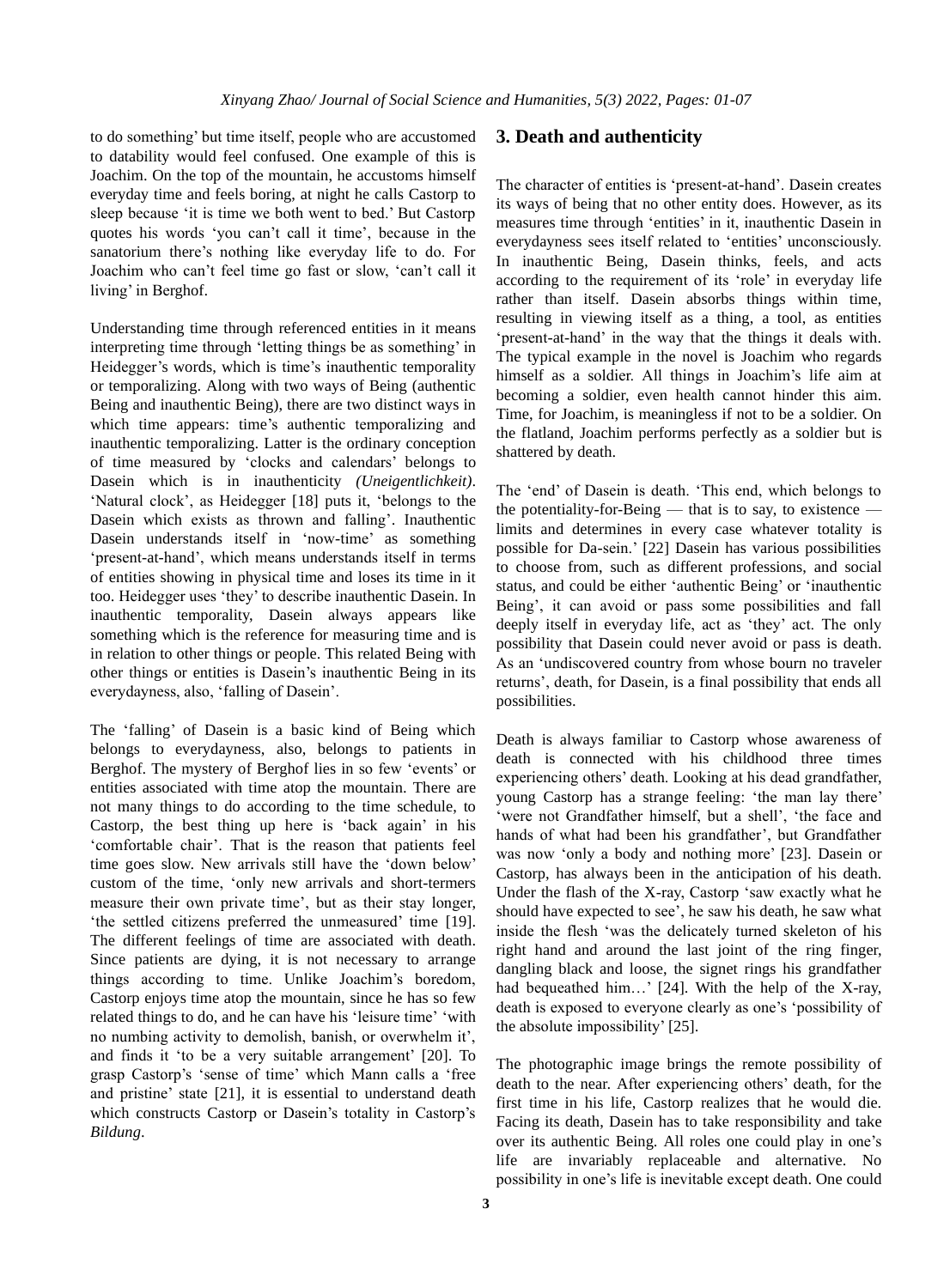to do something' but time itself, people who are accustomed to datability would feel confused. One example of this is Joachim. On the top of the mountain, he accustoms himself everyday time and feels boring, at night he calls Castorp to sleep because 'it is time we both went to bed.' But Castorp quotes his words 'you can't call it time', because in the sanatorium there's nothing like everyday life to do. For Joachim who can't feel time go fast or slow, 'can't call it living' in Berghof.

Understanding time through referenced entities in it means interpreting time through 'letting things be as something' in Heidegger's words, which is time's inauthentic temporality or temporalizing. Along with two ways of Being (authentic Being and inauthentic Being), there are two distinct ways in which time appears: time's authentic temporalizing and inauthentic temporalizing. Latter is the ordinary conception of time measured by 'clocks and calendars' belongs to Dasein which is in inauthenticity *(Uneigentlichkeit)*. 'Natural clock', as Heidegger [18] puts it, 'belongs to the Dasein which exists as thrown and falling'. Inauthentic Dasein understands itself in 'now-time' as something 'present-at-hand', which means understands itself in terms of entities showing in physical time and loses its time in it too. Heidegger uses 'they' to describe inauthentic Dasein. In inauthentic temporality, Dasein always appears like something which is the reference for measuring time and is in relation to other things or people. This related Being with other things or entities is Dasein's inauthentic Being in its everydayness, also, 'falling of Dasein'.

The 'falling' of Dasein is a basic kind of Being which belongs to everydayness, also, belongs to patients in Berghof. The mystery of Berghof lies in so few 'events' or entities associated with time atop the mountain. There are not many things to do according to the time schedule, to Castorp, the best thing up here is 'back again' in his 'comfortable chair'. That is the reason that patients feel time goes slow. New arrivals still have the 'down below' custom of the time, 'only new arrivals and short-termers measure their own private time', but as their stay longer, 'the settled citizens preferred the unmeasured' time [19]. The different feelings of time are associated with death. Since patients are dying, it is not necessary to arrange things according to time. Unlike Joachim's boredom, Castorp enjoys time atop the mountain, since he has so few related things to do, and he can have his 'leisure time' 'with no numbing activity to demolish, banish, or overwhelm it', and finds it 'to be a very suitable arrangement' [20]. To grasp Castorp's 'sense of time' which Mann calls a 'free and pristine' state [21], it is essential to understand death which constructs Castorp or Dasein's totality in Castorp's *Bildung*.

## 3. Death and authenticity

The character of entities is 'present-at-hand'. Dasein creates its ways of being that no other entity does. However, as its measures time through 'entities' in it, inauthentic Dasein in everydayness sees itself related to 'entities' unconsciously. In inauthentic Being, Dasein thinks, feels, and acts according to the requirement of its 'role' in everyday life rather than itself. Dasein absorbs things within time, resulting in viewing itself as a thing, a tool, as entities 'present-at-hand' in the way that the things it deals with. The typical example in the novel is Joachim who regards himself as a soldier. All things in Joachim's life aim at becoming a soldier, even health cannot hinder this aim. Time, for Joachim, is meaningless if not to be a soldier. On the flatland, Joachim performs perfectly as a soldier but is shattered by death.

The 'end' of Dasein is death. 'This end, which belongs to the potentiality-for-Being — that is to say, to existence — limits and determines in every case whatever totality is possible for Da-sein.' [22] Dasein has various possibilities to choose from, such as different professions, and social status, and could be either 'authentic Being' or 'inauthentic Being', it can avoid or pass some possibilities and fall deeply itself in everyday life, act as 'they' act. The only possibility that Dasein could never avoid or pass is death. As an 'undiscovered country from whose bourn no traveler returns', death, for Dasein, is a final possibility that ends all possibilities.

Death is always familiar to Castorp whose awareness of death is connected with his childhood three times experiencing others' death. Looking at his dead grandfather, young Castorp has a strange feeling: 'the man lay there' 'were not Grandfather himself, but a shell', 'the face and hands of what had been his grandfather', but Grandfather was now 'only a body and nothing more' [23]. Dasein or Castorp, has always been in the anticipation of his death. Under the flash of the X-ray, Castorp 'saw exactly what he should have expected to see', he saw his death, he saw what inside the flesh 'was the delicately turned skeleton of his right hand and around the last joint of the ring finger, dangling black and loose, the signet rings his grandfather had bequeathed him…' [24]. With the help of the X-ray, death is exposed to everyone clearly as one's 'possibility of the absolute impossibility' [25].

The photographic image brings the remote possibility of death to the near. After experiencing others' death, for the first time in his life, Castorp realizes that he would die. Facing its death, Dasein has to take responsibility and take over its authentic Being. All roles one could play in one's life are invariably replaceable and alternative. No possibility in one's life is inevitable except death. One could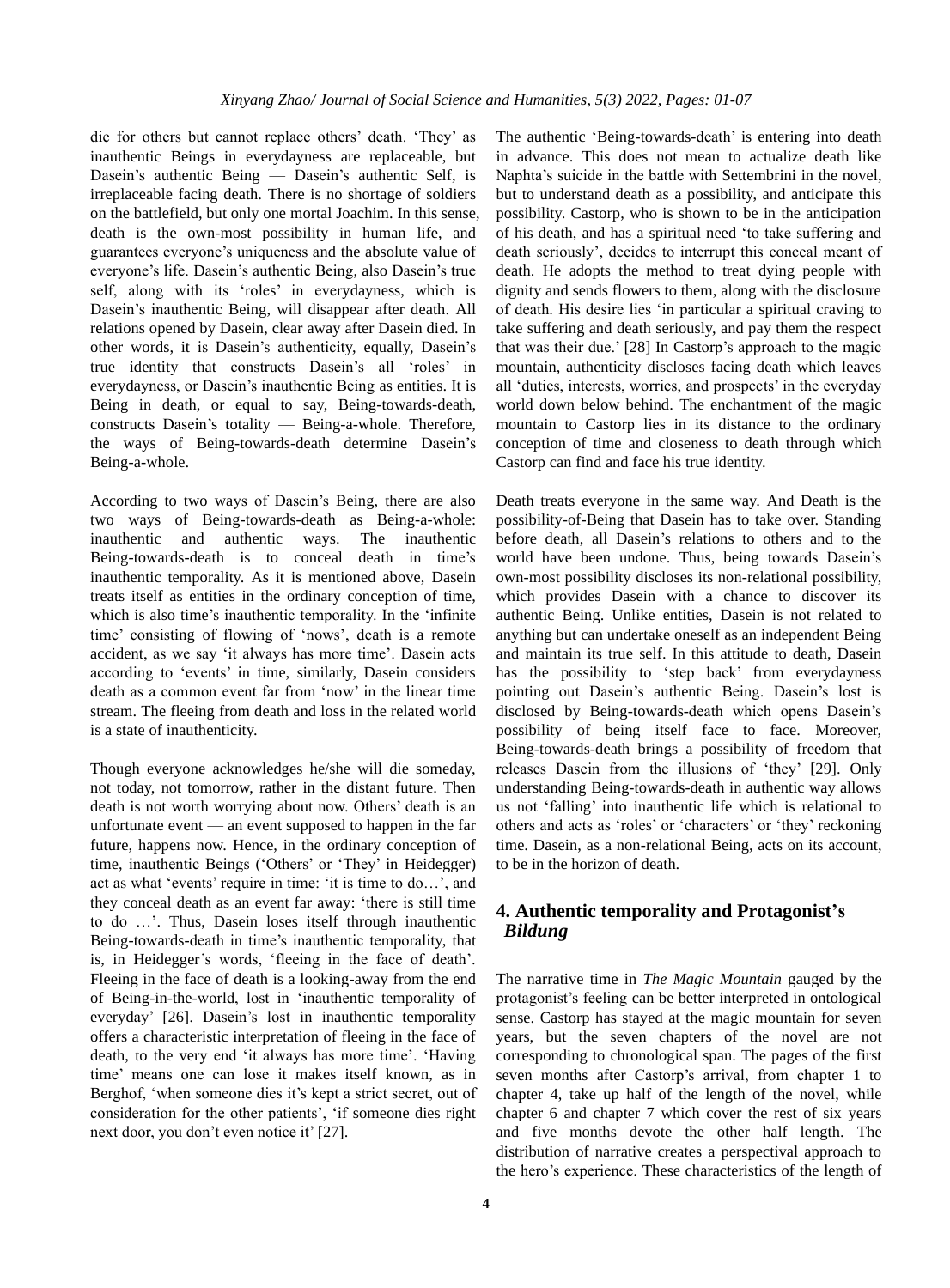die for others but cannot replace others' death. 'They' as inauthentic Beings in everydayness are replaceable, but Dasein's authentic Being — Dasein's authentic Self, is irreplaceable facing death. There is no shortage of soldiers on the battlefield, but only one mortal Joachim. In this sense, death is the own-most possibility in human life, and guarantees everyone's uniqueness and the absolute value of everyone's life. Dasein's authentic Being, also Dasein's true self, along with its 'roles' in everydayness, which is Dasein's inauthentic Being, will disappear after death. All relations opened by Dasein, clear away after Dasein died. In other words, it is Dasein's authenticity, equally, Dasein's true identity that constructs Dasein's all 'roles' in everydayness, or Dasein's inauthentic Being as entities. It is Being in death, or equal to say, Being-towards-death, constructs Dasein's totality — Being-a-whole. Therefore, the ways of Being-towards-death determine Dasein's Being-a-whole.

According to two ways of Dasein's Being, there are also two ways of Being-towards-death as Being-a-whole: inauthentic and authentic ways. The inauthentic Being-towards-death is to conceal death in time's inauthentic temporality. As it is mentioned above, Dasein treats itself as entities in the ordinary conception of time, which is also time's inauthentic temporality. In the 'infinite time' consisting of flowing of 'nows', death is a remote accident, as we say 'it always has more time'. Dasein acts according to 'events' in time, similarly, Dasein considers death as a common event far from 'now' in the linear time stream. The fleeing from death and loss in the related world is a state of inauthenticity.

Though everyone acknowledges he/she will die someday, not today, not tomorrow, rather in the distant future. Then death is not worth worrying about now. Others' death is an unfortunate event — an event supposed to happen in the far future, happens now. Hence, in the ordinary conception of time, inauthentic Beings ('Others' or 'They' in Heidegger) act as what 'events' require in time: 'it is time to do…', and they conceal death as an event far away: 'there is still time to do …'. Thus, Dasein loses itself through inauthentic Being-towards-death in time's inauthentic temporality, that is, in Heidegger's words, 'fleeing in the face of death'. Fleeing in the face of death is a looking-away from the end of Being-in-the-world, lost in 'inauthentic temporality of everyday' [26]. Dasein's lost in inauthentic temporality offers a characteristic interpretation of fleeing in the face of death, to the very end 'it always has more time'. 'Having time' means one can lose it makes itself known, as in Berghof, 'when someone dies it's kept a strict secret, out of consideration for the other patients', 'if someone dies right next door, you don't even notice it' [27].

The authentic 'Being-towards-death' is entering into death in advance. This does not mean to actualize death like Naphta's suicide in the battle with Settembrini in the novel, but to understand death as a possibility, and anticipate this possibility. Castorp, who is shown to be in the anticipation of his death, and has a spiritual need 'to take suffering and death seriously', decides to interrupt this conceal meant of death. He adopts the method to treat dying people with dignity and sends flowers to them, along with the disclosure of death. His desire lies 'in particular a spiritual craving to take suffering and death seriously, and pay them the respect that was their due.' [28] In Castorp's approach to the magic mountain, authenticity discloses facing death which leaves all 'duties, interests, worries, and prospects' in the everyday world down below behind. The enchantment of the magic mountain to Castorp lies in its distance to the ordinary conception of time and closeness to death through which Castorp can find and face his true identity.

Death treats everyone in the same way. And Death is the possibility-of-Being that Dasein has to take over. Standing before death, all Dasein's relations to others and to the world have been undone. Thus, being towards Dasein's own-most possibility discloses its non-relational possibility, which provides Dasein with a chance to discover its authentic Being. Unlike entities, Dasein is not related to anything but can undertake oneself as an independent Being and maintain its true self. In this attitude to death, Dasein has the possibility to 'step back' from everydayness pointing out Dasein's authentic Being. Dasein's lost is disclosed by Being-towards-death which opens Dasein's possibility of being itself face to face. Moreover, Being-towards-death brings a possibility of freedom that releases Dasein from the illusions of 'they' [29]. Only understanding Being-towards-death in authentic way allows us not 'falling' into inauthentic life which is relational to others and acts as 'roles' or 'characters' or 'they' reckoning time. Dasein, as a non-relational Being, acts on its account, to be in the horizon of death.

## 4. Authentic temporality and Protagonist's *Bildung*

The narrative time in *The Magic Mountain* gauged by the protagonist's feeling can be better interpreted in ontological sense. Castorp has stayed at the magic mountain for seven years, but the seven chapters of the novel are not corresponding to chronological span. The pages of the first seven months after Castorp's arrival, from chapter 1 to chapter 4, take up half of the length of the novel, while chapter 6 and chapter 7 which cover the rest of six years and five months devote the other half length. The distribution of narrative creates a perspectival approach to the hero's experience. These characteristics of the length of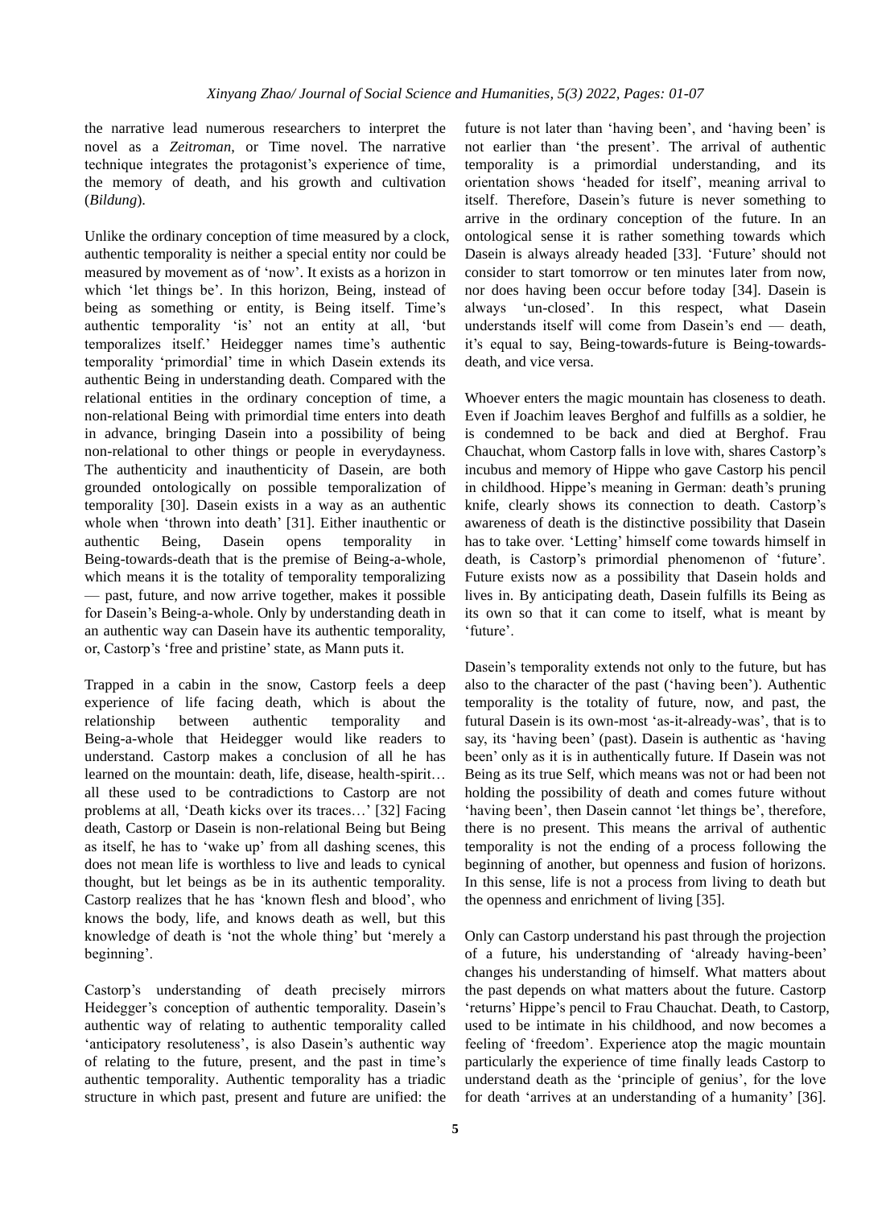the narrative lead numerous researchers to interpret the novel as a *Zeitroman*, or Time novel. The narrative technique integrates the protagonist's experience of time, the memory of death, and his growth and cultivation (*Bildung*).

Unlike the ordinary conception of time measured by a clock, authentic temporality is neither a special entity nor could be measured by movement as of 'now'. It exists as a horizon in which 'let things be'. In this horizon, Being, instead of being as something or entity, is Being itself. Time's authentic temporality 'is' not an entity at all, 'but temporalizes itself.' Heidegger names time's authentic temporality 'primordial' time in which Dasein extends its authentic Being in understanding death. Compared with the relational entities in the ordinary conception of time, a non-relational Being with primordial time enters into death in advance, bringing Dasein into a possibility of being non-relational to other things or people in everydayness. The authenticity and inauthenticity of Dasein, are both grounded ontologically on possible temporalization of temporality [30]. Dasein exists in a way as an authentic whole when 'thrown into death' [31]. Either inauthentic or authentic Being, Dasein opens temporality in Being-towards-death that is the premise of Being-a-whole, which means it is the totality of temporality temporalizing — past, future, and now arrive together, makes it possible for Dasein's Being-a-whole. Only by understanding death in an authentic way can Dasein have its authentic temporality, or, Castorp's 'free and pristine' state, as Mann puts it.

Trapped in a cabin in the snow, Castorp feels a deep experience of life facing death, which is about the relationship between authentic temporality and Being-a-whole that Heidegger would like readers to understand. Castorp makes a conclusion of all he has learned on the mountain: death, life, disease, health-spirit… all these used to be contradictions to Castorp are not problems at all, 'Death kicks over its traces…' [32] Facing death, Castorp or Dasein is non-relational Being but Being as itself, he has to 'wake up' from all dashing scenes, this does not mean life is worthless to live and leads to cynical thought, but let beings as be in its authentic temporality. Castorp realizes that he has 'known flesh and blood', who knows the body, life, and knows death as well, but this knowledge of death is 'not the whole thing' but 'merely a beginning'.

Castorp's understanding of death precisely mirrors Heidegger's conception of authentic temporality. Dasein's authentic way of relating to authentic temporality called 'anticipatory resoluteness', is also Dasein's authentic way of relating to the future, present, and the past in time's authentic temporality. Authentic temporality has a triadic structure in which past, present and future are unified: the future is not later than 'having been', and 'having been' is not earlier than 'the present'. The arrival of authentic temporality is a primordial understanding, and its orientation shows 'headed for itself', meaning arrival to itself. Therefore, Dasein's future is never something to arrive in the ordinary conception of the future. In an ontological sense it is rather something towards which Dasein is always already headed [33]. 'Future' should not consider to start tomorrow or ten minutes later from now, nor does having been occur before today [34]. Dasein is always 'un-closed'. In this respect, what Dasein understands itself will come from Dasein's end — death, it's equal to say, Being-towards-future is Being-towards-death, and vice versa.

Whoever enters the magic mountain has closeness to death. Even if Joachim leaves Berghof and fulfills as a soldier, he is condemned to be back and died at Berghof. Frau Chauchat, whom Castorp falls in love with, shares Castorp's incubus and memory of Hippe who gave Castorp his pencil in childhood. Hippe's meaning in German: death's pruning knife, clearly shows its connection to death. Castorp's awareness of death is the distinctive possibility that Dasein has to take over. 'Letting' himself come towards himself in death, is Castorp's primordial phenomenon of 'future'. Future exists now as a possibility that Dasein holds and lives in. By anticipating death, Dasein fulfills its Being as its own so that it can come to itself, what is meant by 'future'.

Dasein's temporality extends not only to the future, but has also to the character of the past ('having been'). Authentic temporality is the totality of future, now, and past, the futural Dasein is its own-most 'as-it-already-was', that is to say, its 'having been' (past). Dasein is authentic as 'having been' only as it is in authentically future. If Dasein was not Being as its true Self, which means was not or had been not holding the possibility of death and comes future without 'having been', then Dasein cannot 'let things be', therefore, there is no present. This means the arrival of authentic temporality is not the ending of a process following the beginning of another, but openness and fusion of horizons. In this sense, life is not a process from living to death but the openness and enrichment of living [35].

Only can Castorp understand his past through the projection of a future, his understanding of 'already having-been' changes his understanding of himself. What matters about the past depends on what matters about the future. Castorp 'returns' Hippe's pencil to Frau Chauchat. Death, to Castorp, used to be intimate in his childhood, and now becomes a feeling of 'freedom'. Experience atop the magic mountain particularly the experience of time finally leads Castorp to understand death as the 'principle of genius', for the love for death 'arrives at an understanding of a humanity' [36].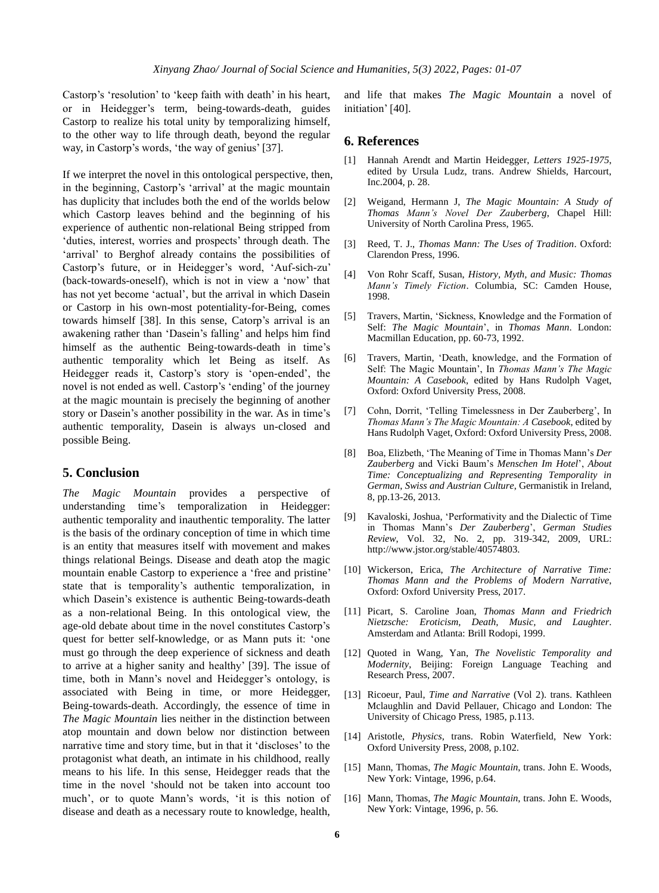Castorp's 'resolution' to 'keep faith with death' in his heart, or in Heidegger's term, being-towards-death, guides Castorp to realize his total unity by temporalizing himself, to the other way to life through death, beyond the regular way, in Castorp's words, 'the way of genius' [37].

If we interpret the novel in this ontological perspective, then, in the beginning, Castorp's 'arrival' at the magic mountain has duplicity that includes both the end of the worlds below which Castorp leaves behind and the beginning of his experience of authentic non-relational Being stripped from 'duties, interest, worries and prospects' through death. The 'arrival' to Berghof already contains the possibilities of Castorp's future, or in Heidegger's word, 'Auf-sich-zu' (back-towards-oneself), which is not in view a 'now' that has not yet become 'actual', but the arrival in which Dasein or Castorp in his own-most potentiality-for-Being, comes towards himself [38]. In this sense, Catorp's arrival is an awakening rather than 'Dasein's falling' and helps him find himself as the authentic Being-towards-death in time's authentic temporality which let Being as itself. As Heidegger reads it, Castorp's story is 'open-ended', the novel is not ended as well. Castorp's 'ending' of the journey at the magic mountain is precisely the beginning of another story or Dasein's another possibility in the war. As in time's authentic temporality, Dasein is always un-closed and possible Being.

## 5. Conclusion

*The Magic Mountain* provides a perspective of understanding time's temporalization in Heidegger: authentic temporality and inauthentic temporality. The latter is the basis of the ordinary conception of time in which time is an entity that measures itself with movement and makes things relational Beings. Disease and death atop the magic mountain enable Castorp to experience a 'free and pristine' state that is temporality's authentic temporalization, in which Dasein's existence is authentic Being-towards-death as a non-relational Being. In this ontological view, the age-old debate about time in the novel constitutes Castorp's quest for better self-knowledge, or as Mann puts it: 'one must go through the deep experience of sickness and death to arrive at a higher sanity and healthy' [39]. The issue of time, both in Mann's novel and Heidegger's ontology, is associated with Being in time, or more Heidegger, Being-towards-death. Accordingly, the essence of time in *The Magic Mountain* lies neither in the distinction between atop mountain and down below nor distinction between narrative time and story time, but in that it 'discloses' to the protagonist what death, an intimate in his childhood, really means to his life. In this sense, Heidegger reads that the time in the novel 'should not be taken into account too much', or to quote Mann's words, 'it is this notion of disease and death as a necessary route to knowledge, health, and life that makes *The Magic Mountain* a novel of initiation' [40].

## 6. References

[1] Hannah Arendt and Martin Heidegger, *Letters 1925-1975*, edited by Ursula Ludz, trans. Andrew Shields, Harcourt, Inc.2004, p. 28.

[2] Weigand, Hermann J, *The Magic Mountain: A Study of Thomas Mann's Novel Der Zauberberg*, Chapel Hill: University of North Carolina Press, 1965.

[3] Reed, T. J., *Thomas Mann: The Uses of Tradition*. Oxford: Clarendon Press, 1996.

[4] Von Rohr Scaff, Susan, *History, Myth, and Music: Thomas Mann's Timely Fiction*. Columbia, SC: Camden House, 1998.

[5] Travers, Martin, 'Sickness, Knowledge and the Formation of Self: *The Magic Mountain*', in *Thomas Mann*. London: Macmillan Education, pp. 60-73, 1992.

[6] Travers, Martin, 'Death, knowledge, and the Formation of Self: The Magic Mountain', In *Thomas Mann's The Magic Mountain: A Casebook*, edited by Hans Rudolph Vaget, Oxford: Oxford University Press, 2008.

[7] Cohn, Dorrit, 'Telling Timelessness in Der Zauberberg', In *Thomas Mann's The Magic Mountain: A Casebook*, edited by Hans Rudolph Vaget, Oxford: Oxford University Press, 2008.

[8] Boa, Elizbeth, 'The Meaning of Time in Thomas Mann's *Der Zauberberg* and Vicki Baum's *Menschen Im Hotel*', *About Time: Conceptualizing and Representing Temporality in German, Swiss and Austrian Culture*, Germanistik in Ireland, 8, pp.13-26, 2013.

[9] Kavaloski, Joshua, 'Performativity and the Dialectic of Time in Thomas Mann's *Der Zauberberg*', *German Studies Review*, Vol. 32, No. 2, pp. 319-342, 2009, URL: http://www.jstor.org/stable/40574803.

[10] Wickerson, Erica, *The Architecture of Narrative Time: Thomas Mann and the Problems of Modern Narrative*, Oxford: Oxford University Press, 2017.

[11] Picart, S. Caroline Joan, *Thomas Mann and Friedrich Nietzsche: Eroticism, Death, Music, and Laughter*. Amsterdam and Atlanta: Brill Rodopi, 1999.

[12] Quoted in Wang, Yan, *The Novelistic Temporality and Modernity*, Beijing: Foreign Language Teaching and Research Press, 2007.

[13] Ricoeur, Paul, *Time and Narrative* (Vol 2). trans. Kathleen Mclaughlin and David Pellauer, Chicago and London: The University of Chicago Press, 1985, p.113.

[14] Aristotle, *Physics*, trans. Robin Waterfield, New York: Oxford University Press, 2008, p.102.

[15] Mann, Thomas, *The Magic Mountain*, trans. John E. Woods, New York: Vintage, 1996, p.64.

[16] Mann, Thomas, *The Magic Mountain*, trans. John E. Woods, New York: Vintage, 1996, p. 56.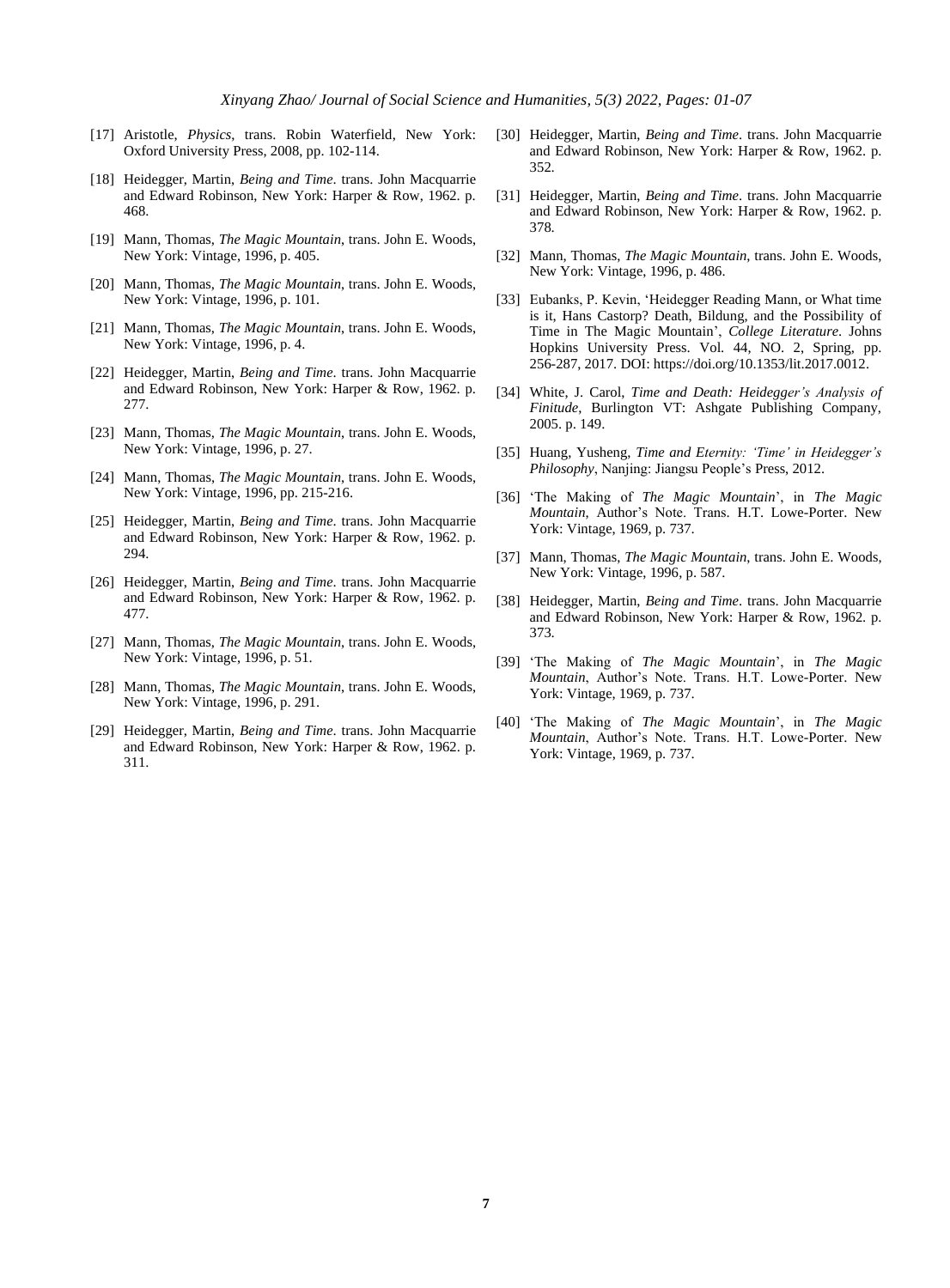[17] Aristotle, *Physics*, trans. Robin Waterfield, New York: Oxford University Press, 2008, pp. 102-114.

[18] Heidegger, Martin, *Being and Time*. trans. John Macquarrie and Edward Robinson, New York: Harper & Row, 1962. p. 468.

[19] Mann, Thomas, *The Magic Mountain*, trans. John E. Woods, New York: Vintage, 1996, p. 405.

[20] Mann, Thomas, *The Magic Mountain*, trans. John E. Woods, New York: Vintage, 1996, p. 101.

[21] Mann, Thomas, *The Magic Mountain*, trans. John E. Woods, New York: Vintage, 1996, p. 4.

[22] Heidegger, Martin, *Being and Time*. trans. John Macquarrie and Edward Robinson, New York: Harper & Row, 1962. p. 277.

[23] Mann, Thomas, *The Magic Mountain*, trans. John E. Woods, New York: Vintage, 1996, p. 27.

[24] Mann, Thomas, *The Magic Mountain*, trans. John E. Woods, New York: Vintage, 1996, pp. 215-216.

[25] Heidegger, Martin, *Being and Time*. trans. John Macquarrie and Edward Robinson, New York: Harper & Row, 1962. p. 294.

[26] Heidegger, Martin, *Being and Time*. trans. John Macquarrie and Edward Robinson, New York: Harper & Row, 1962. p. 477.

[27] Mann, Thomas, *The Magic Mountain*, trans. John E. Woods, New York: Vintage, 1996, p. 51.

[28] Mann, Thomas, *The Magic Mountain*, trans. John E. Woods, New York: Vintage, 1996, p. 291.

[29] Heidegger, Martin, *Being and Time*. trans. John Macquarrie and Edward Robinson, New York: Harper & Row, 1962. p. 311.

[30] Heidegger, Martin, *Being and Time*. trans. John Macquarrie and Edward Robinson, New York: Harper & Row, 1962. p. 352.

[31] Heidegger, Martin, *Being and Time*. trans. John Macquarrie and Edward Robinson, New York: Harper & Row, 1962. p. 378.

[32] Mann, Thomas, *The Magic Mountain*, trans. John E. Woods, New York: Vintage, 1996, p. 486.

[33] Eubanks, P. Kevin, 'Heidegger Reading Mann, or What time is it, Hans Castorp? Death, Bildung, and the Possibility of Time in The Magic Mountain', *College Literature*. Johns Hopkins University Press. Vol. 44, NO. 2, Spring, pp. 256-287, 2017. DOI: https://doi.org/10.1353/lit.2017.0012.

[34] White, J. Carol, *Time and Death: Heidegger's Analysis of Finitude*, Burlington VT: Ashgate Publishing Company, 2005. p. 149.

[35] Huang, Yusheng, *Time and Eternity: 'Time' in Heidegger's Philosophy*, Nanjing: Jiangsu People's Press, 2012.

[36] 'The Making of *The Magic Mountain*', in *The Magic Mountain*, Author's Note. Trans. H.T. Lowe-Porter. New York: Vintage, 1969, p. 737.

[37] Mann, Thomas, *The Magic Mountain*, trans. John E. Woods, New York: Vintage, 1996, p. 587.

[38] Heidegger, Martin, *Being and Time*. trans. John Macquarrie and Edward Robinson, New York: Harper & Row, 1962. p. 373.

[39] 'The Making of *The Magic Mountain*', in *The Magic Mountain*, Author's Note. Trans. H.T. Lowe-Porter. New York: Vintage, 1969, p. 737.

[40] 'The Making of *The Magic Mountain*', in *The Magic Mountain*, Author's Note. Trans. H.T. Lowe-Porter. New York: Vintage, 1969, p. 737.